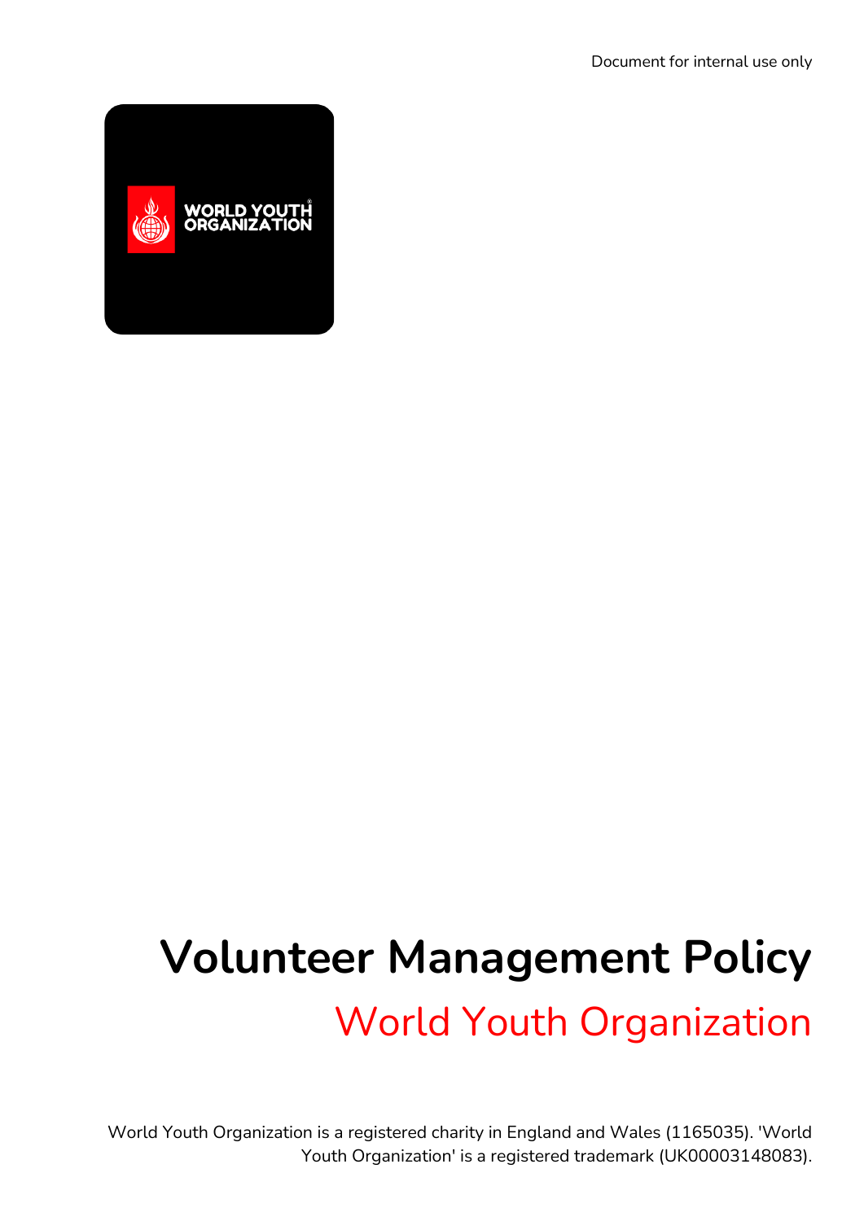Document for internal use only

# Volunteer Management Policy

## World Youth Organization

World Youth Organization is a registered charity in England and Wales (1165035). 'World Youth Organization' is a registered trademark (UK00003148083).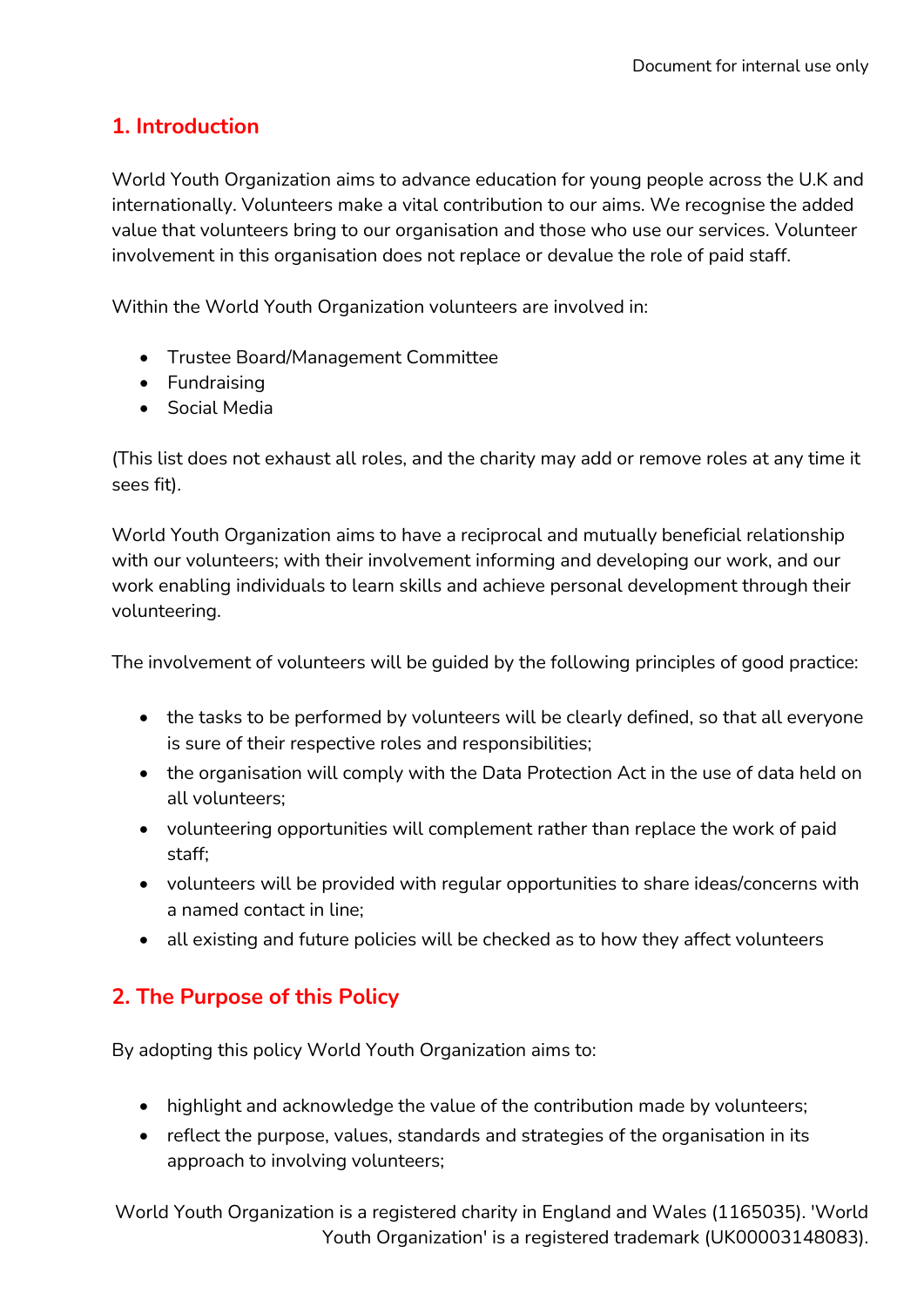## 1. Introduction

World Youth Organization aims to advance education for young people across the U.K and internationally. Volunteers make a vital contribution to our aims. We recognise the added value that volunteers bring to our organisation and those who use our services. Volunteer involvement in this organisation does not replace or devalue the role of paid staff.

Within the World Youth Organization volunteers are involved in:

- Trustee Board/Management Committee
- Fundraising
- Social Media

(This list does not exhaust all roles, and the charity may add or remove roles at any time it sees fit).

World Youth Organization aims to have a reciprocal and mutually beneficial relationship with our volunteers; with their involvement informing and developing our work, and our work enabling individuals to learn skills and achieve personal development through their volunteering.

The involvement of volunteers will be guided by the following principles of good practice:

- the tasks to be performed by volunteers will be clearly defined, so that all everyone is sure of their respective roles and responsibilities;
- the organisation will comply with the Data Protection Act in the use of data held on all volunteers;
- volunteering opportunities will complement rather than replace the work of paid staff;
- volunteers will be provided with regular opportunities to share ideas/concerns with a named contact in line;
- all existing and future policies will be checked as to how they affect volunteers

## 2. The Purpose of this Policy

By adopting this policy World Youth Organization aims to:

- highlight and acknowledge the value of the contribution made by volunteers;
- reflect the purpose, values, standards and strategies of the organisation in its approach to involving volunteers;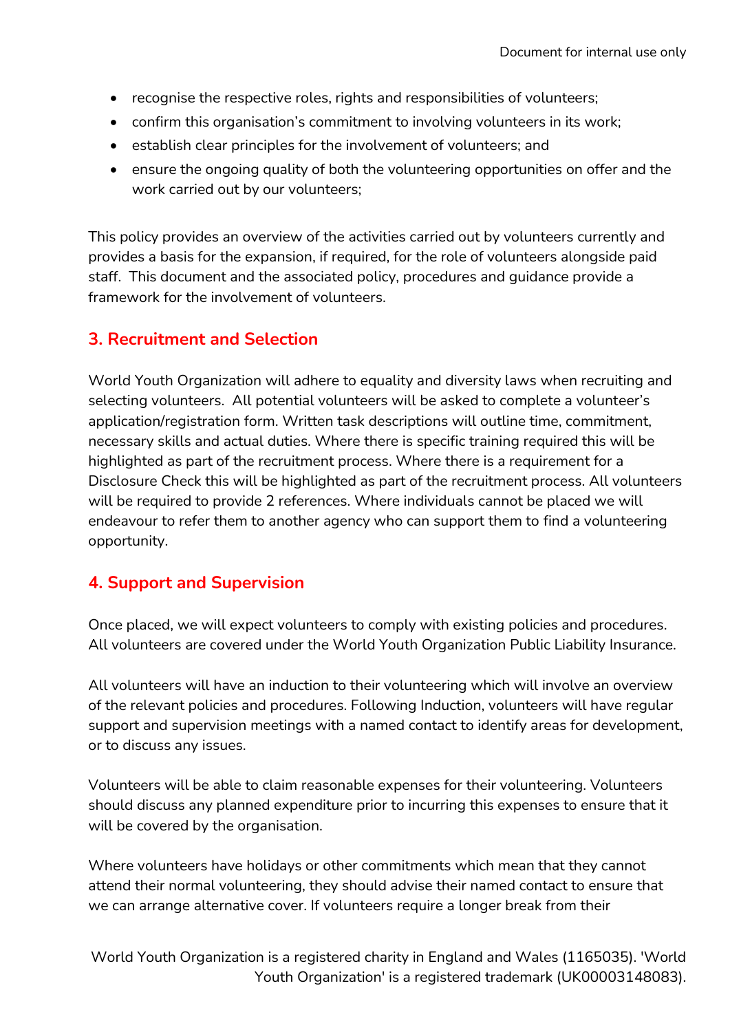- recognise the respective roles, rights and responsibilities of volunteers;
- confirm this organisation's commitment to involving volunteers in its work;
- establish clear principles for the involvement of volunteers; and
- ensure the ongoing quality of both the volunteering opportunities on offer and the work carried out by our volunteers;

This policy provides an overview of the activities carried out by volunteers currently and provides a basis for the expansion, if required, for the role of volunteers alongside paid staff. This document and the associated policy, procedures and guidance provide a framework for the involvement of volunteers.

## 3. Recruitment and Selection

World Youth Organization will adhere to equality and diversity laws when recruiting and selecting volunteers. All potential volunteers will be asked to complete a volunteer's application/registration form. Written task descriptions will outline time, commitment, necessary skills and actual duties. Where there is specific training required this will be highlighted as part of the recruitment process. Where there is a requirement for a Disclosure Check this will be highlighted as part of the recruitment process. All volunteers will be required to provide 2 references. Where individuals cannot be placed we will endeavour to refer them to another agency who can support them to find a volunteering opportunity.

## 4. Support and Supervision

Once placed, we will expect volunteers to comply with existing policies and procedures. All volunteers are covered under the World Youth Organization Public Liability Insurance.

All volunteers will have an induction to their volunteering which will involve an overview of the relevant policies and procedures. Following Induction, volunteers will have regular support and supervision meetings with a named contact to identify areas for development, or to discuss any issues.

Volunteers will be able to claim reasonable expenses for their volunteering. Volunteers should discuss any planned expenditure prior to incurring this expenses to ensure that it will be covered by the organisation.

Where volunteers have holidays or other commitments which mean that they cannot attend their normal volunteering, they should advise their named contact to ensure that we can arrange alternative cover. If volunteers require a longer break from their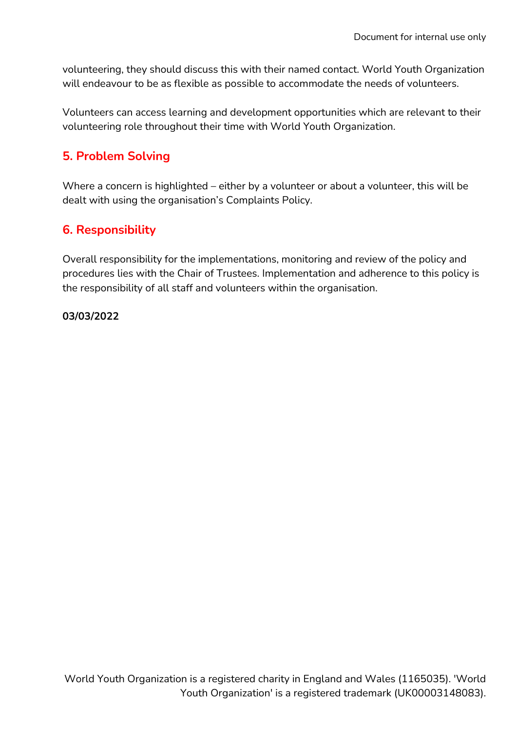volunteering, they should discuss this with their named contact. World Youth Organization will endeavour to be as flexible as possible to accommodate the needs of volunteers.

Volunteers can access learning and development opportunities which are relevant to their volunteering role throughout their time with World Youth Organization.

## 5. Problem Solving

Where a concern is highlighted – either by a volunteer or about a volunteer, this will be dealt with using the organisation's Complaints Policy.

## 6. Responsibility

Overall responsibility for the implementations, monitoring and review of the policy and procedures lies with the Chair of Trustees. Implementation and adherence to this policy is the responsibility of all staff and volunteers within the organisation.

**03/03/2022**